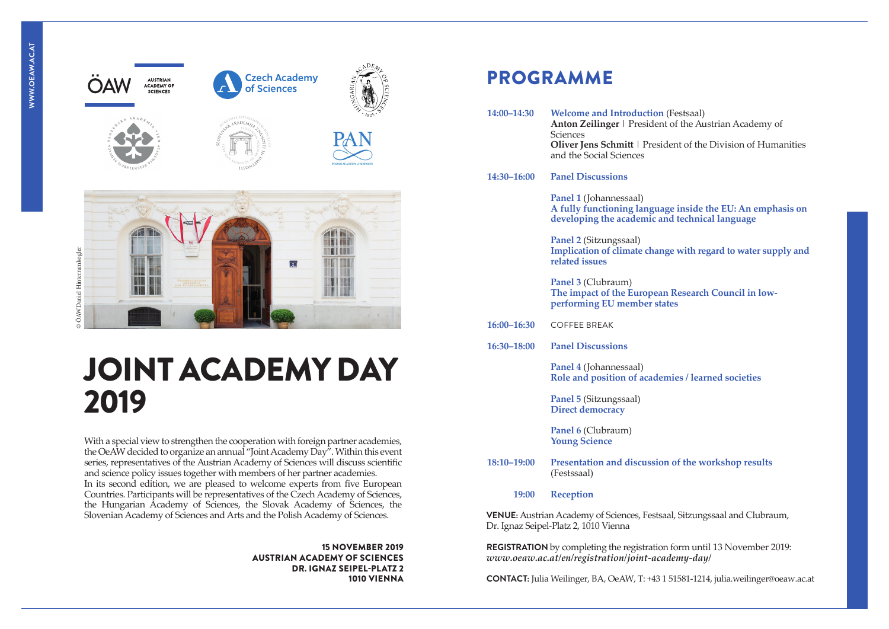ÖAW AUSTRIAN ACADEMY OF SCIENCES

Czech Academy of Sciences

© ÖAW/Daniel Hinterramskogler

# JOINT ACADEMY DAY 2019

With a special view to strengthen the cooperation with foreign partner academies, the OeAW decided to organize an annual "Joint Academy Day". Within this event series, representatives of the Austrian Academy of Sciences will discuss scientific and science policy issues together with members of her partner academies. In its second edition, we are pleased to welcome experts from five European Countries. Participants will be representatives of the Czech Academy of Sciences, the Hungarian Academy of Sciences, the Slovak Academy of Sciences, the Slovenian Academy of Sciences and Arts and the Polish Academy of Sciences.

**15 NOVEMBER 2019**
**AUSTRIAN ACADEMY OF SCIENCES**
**DR. IGNAZ SEIPEL-PLATZ 2**
**1010 VIENNA**

## PROGRAMME

**14:00–14:30** **Welcome and Introduction** (Festsaal)
**Anton Zeilinger** | President of the Austrian Academy of Sciences
**Oliver Jens Schmitt** | President of the Division of Humanities and the Social Sciences

**14:30–16:00** **Panel Discussions**

**Panel 1** (Johannessaal)
**A fully functioning language inside the EU: An emphasis on developing the academic and technical language**

**Panel 2** (Sitzungssaal)
**Implication of climate change with regard to water supply and related issues**

**Panel 3** (Clubraum)
**The impact of the European Research Council in low-performing EU member states**

**16:00–16:30** COFFEE BREAK

**16:30–18:00** **Panel Discussions**

**Panel 4** (Johannessaal)
**Role and position of academies / learned societies**

**Panel 5** (Sitzungssaal)
**Direct democracy**

**Panel 6** (Clubraum)
**Young Science**

**18:10–19:00** **Presentation and discussion of the workshop results** (Festssaal)

**19:00** **Reception**

**VENUE:** Austrian Academy of Sciences, Festsaal, Sitzungssaal and Clubraum, Dr. Ignaz Seipel-Platz 2, 1010 Vienna

**REGISTRATION** by completing the registration form until 13 November 2019: *www.oeaw.ac.at/en/registration/joint-academy-day/*

**CONTACT:** Julia Weilinger, BA, OeAW, T: +43 1 51581-1214, julia.weilinger@oeaw.ac.at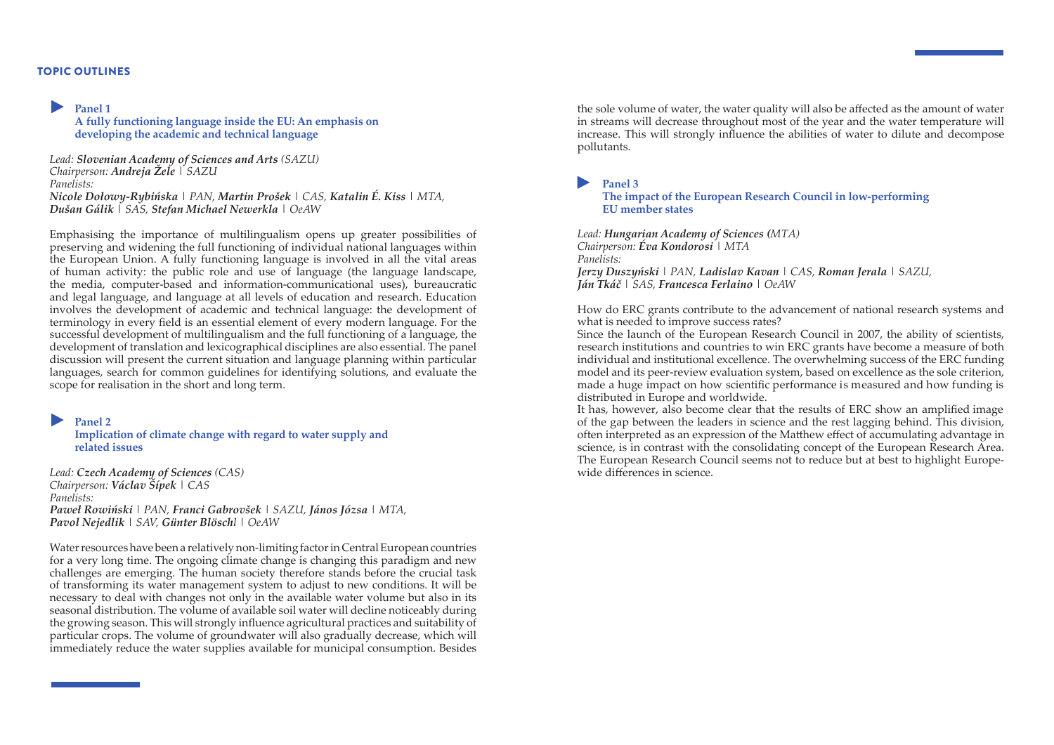## TOPIC OUTLINES

### Panel 1

**A fully functioning language inside the EU: An emphasis on developing the academic and technical language**

*Lead:* ***Slovenian Academy of Sciences and Arts*** *(SAZU)*
*Chairperson:* ***Andreja Žele*** *| SAZU*
*Panelists:*
***Nicole Dołowy-Rybińska*** *| PAN,* ***Martin Prošek*** *| CAS,* ***Katalin É. Kiss*** *| MTA,*
***Dušan Gálik*** *| SAS,* ***Stefan Michael Newerkla*** *| OeAW*

Emphasising the importance of multilingualism opens up greater possibilities of preserving and widening the full functioning of individual national languages within the European Union. A fully functioning language is involved in all the vital areas of human activity: the public role and use of language (the language landscape, the media, computer-based and information-communicational uses), bureaucratic and legal language, and language at all levels of education and research. Education involves the development of academic and technical language: the development of terminology in every field is an essential element of every modern language. For the successful development of multilingualism and the full functioning of a language, the development of translation and lexicographical disciplines are also essential. The panel discussion will present the current situation and language planning within particular languages, search for common guidelines for identifying solutions, and evaluate the scope for realisation in the short and long term.

### Panel 2

**Implication of climate change with regard to water supply and related issues**

*Lead:* ***Czech Academy of Sciences*** *(CAS)*
*Chairperson:* ***Václav Šípek*** *| CAS*
*Panelists:*
***Paweł Rowiński*** *| PAN,* ***Franci Gabrovšek*** *| SAZU,* ***János Józsa*** *| MTA,*
***Pavol Nejedlík*** *| SAV,* ***Günter Blöschl*** *| OeAW*

Water resources have been a relatively non-limiting factor in Central European countries for a very long time. The ongoing climate change is changing this paradigm and new challenges are emerging. The human society therefore stands before the crucial task of transforming its water management system to adjust to new conditions. It will be necessary to deal with changes not only in the available water volume but also in its seasonal distribution. The volume of available soil water will decline noticeably during the growing season. This will strongly influence agricultural practices and suitability of particular crops. The volume of groundwater will also gradually decrease, which will immediately reduce the water supplies available for municipal consumption. Besides the sole volume of water, the water quality will also be affected as the amount of water in streams will decrease throughout most of the year and the water temperature will increase. This will strongly influence the abilities of water to dilute and decompose pollutants.

### Panel 3

**The impact of the European Research Council in low-performing EU member states**

*Lead:* ***Hungarian Academy of Sciences*** *(MTA)*
*Chairperson:* ***Éva Kondorosi*** *| MTA*
*Panelists:*
***Jerzy Duszyński*** *| PAN,* ***Ladislav Kavan*** *| CAS,* ***Roman Jerala*** *| SAZU,*
***Ján Tkáč*** *| SAS,* ***Francesca Ferlaino*** *| OeAW*

How do ERC grants contribute to the advancement of national research systems and what is needed to improve success rates?

Since the launch of the European Research Council in 2007, the ability of scientists, research institutions and countries to win ERC grants have become a measure of both individual and institutional excellence. The overwhelming success of the ERC funding model and its peer-review evaluation system, based on excellence as the sole criterion, made a huge impact on how scientific performance is measured and how funding is distributed in Europe and worldwide.

It has, however, also become clear that the results of ERC show an amplified image of the gap between the leaders in science and the rest lagging behind. This division, often interpreted as an expression of the Matthew effect of accumulating advantage in science, is in contrast with the consolidating concept of the European Research Area. The European Research Council seems not to reduce but at best to highlight Europe-wide differences in science.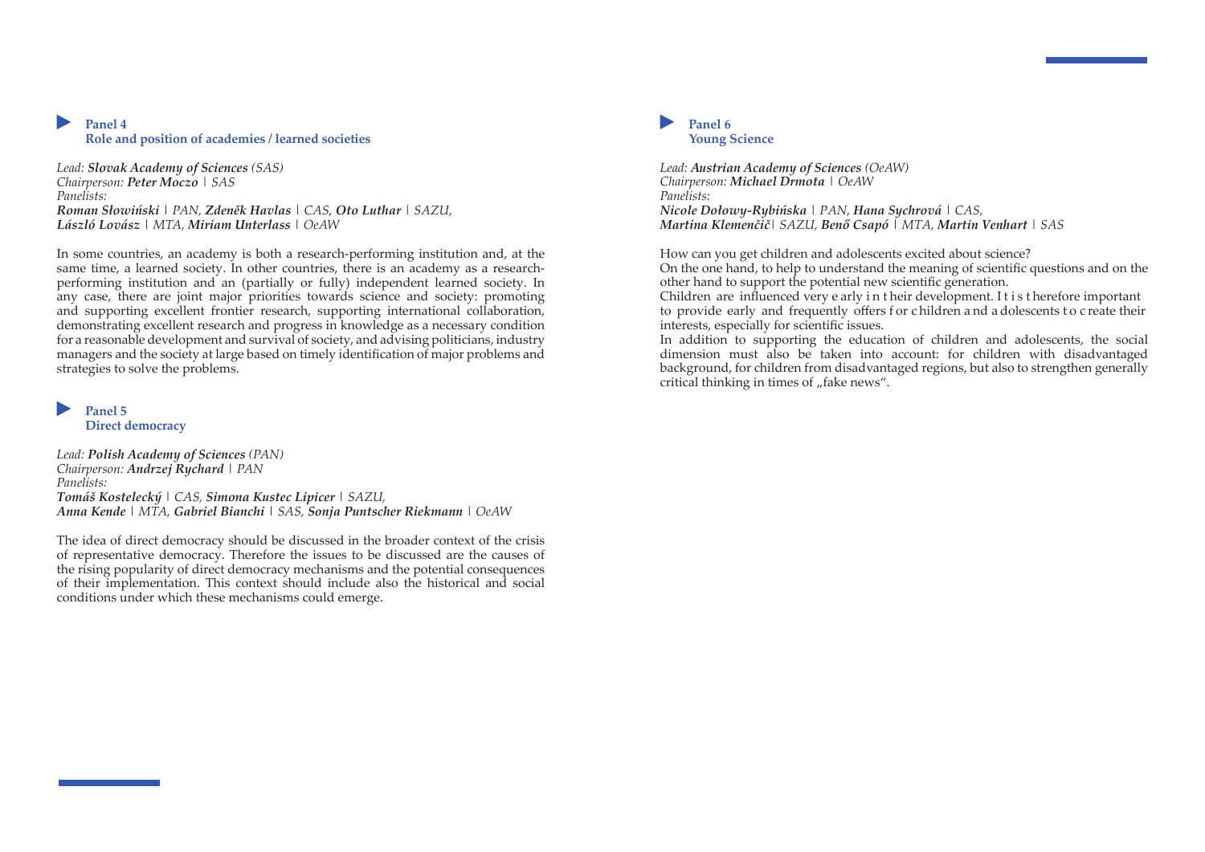## Panel 4
**Role and position of academies / learned societies**

*Lead:* ***Slovak Academy of Sciences*** *(SAS)*
*Chairperson:* ***Peter Moczo*** *| SAS*
*Panelists:*
***Roman Słowiński*** *| PAN,* ***Zdeněk Havlas*** *| CAS,* ***Oto Luthar*** *| SAZU,*
***László Lovász*** *| MTA,* ***Miriam Unterlass*** *| OeAW*

In some countries, an academy is both a research-performing institution and, at the same time, a learned society. In other countries, there is an academy as a research-performing institution and an (partially or fully) independent learned society. In any case, there are joint major priorities towards science and society: promoting and supporting excellent frontier research, supporting international collaboration, demonstrating excellent research and progress in knowledge as a necessary condition for a reasonable development and survival of society, and advising politicians, industry managers and the society at large based on timely identification of major problems and strategies to solve the problems.

## Panel 5
**Direct democracy**

*Lead:* ***Polish Academy of Sciences*** *(PAN)*
*Chairperson:* ***Andrzej Rychard*** *| PAN*
*Panelists:*
***Tomáš Kostelecký*** *| CAS,* ***Simona Kustec Lipicer*** *| SAZU,*
***Anna Kende*** *| MTA,* ***Gabriel Bianchi*** *| SAS,* ***Sonja Puntscher Riekmann*** *| OeAW*

The idea of direct democracy should be discussed in the broader context of the crisis of representative democracy. Therefore the issues to be discussed are the causes of the rising popularity of direct democracy mechanisms and the potential consequences of their implementation. This context should include also the historical and social conditions under which these mechanisms could emerge.

## Panel 6
**Young Science**

*Lead:* ***Austrian Academy of Sciences*** *(OeAW)*
*Chairperson:* ***Michael Drmota*** *| OeAW*
*Panelists:*
***Nicole Dołowy-Rybińska*** *| PAN,* ***Hana Sychrová*** *| CAS,*
***Martina Klemenčič****| SAZU,* ***Benő Csapó*** *| MTA,* ***Martin Venhart*** *| SAS*

How can you get children and adolescents excited about science?
On the one hand, to help to understand the meaning of scientific questions and on the other hand to support the potential new scientific generation.
Children are influenced very early in their development. It is therefore important to provide early and frequently offers for children and adolescents to create their interests, especially for scientific issues.
In addition to supporting the education of children and adolescents, the social dimension must also be taken into account: for children with disadvantaged background, for children from disadvantaged regions, but also to strengthen generally critical thinking in times of „fake news".